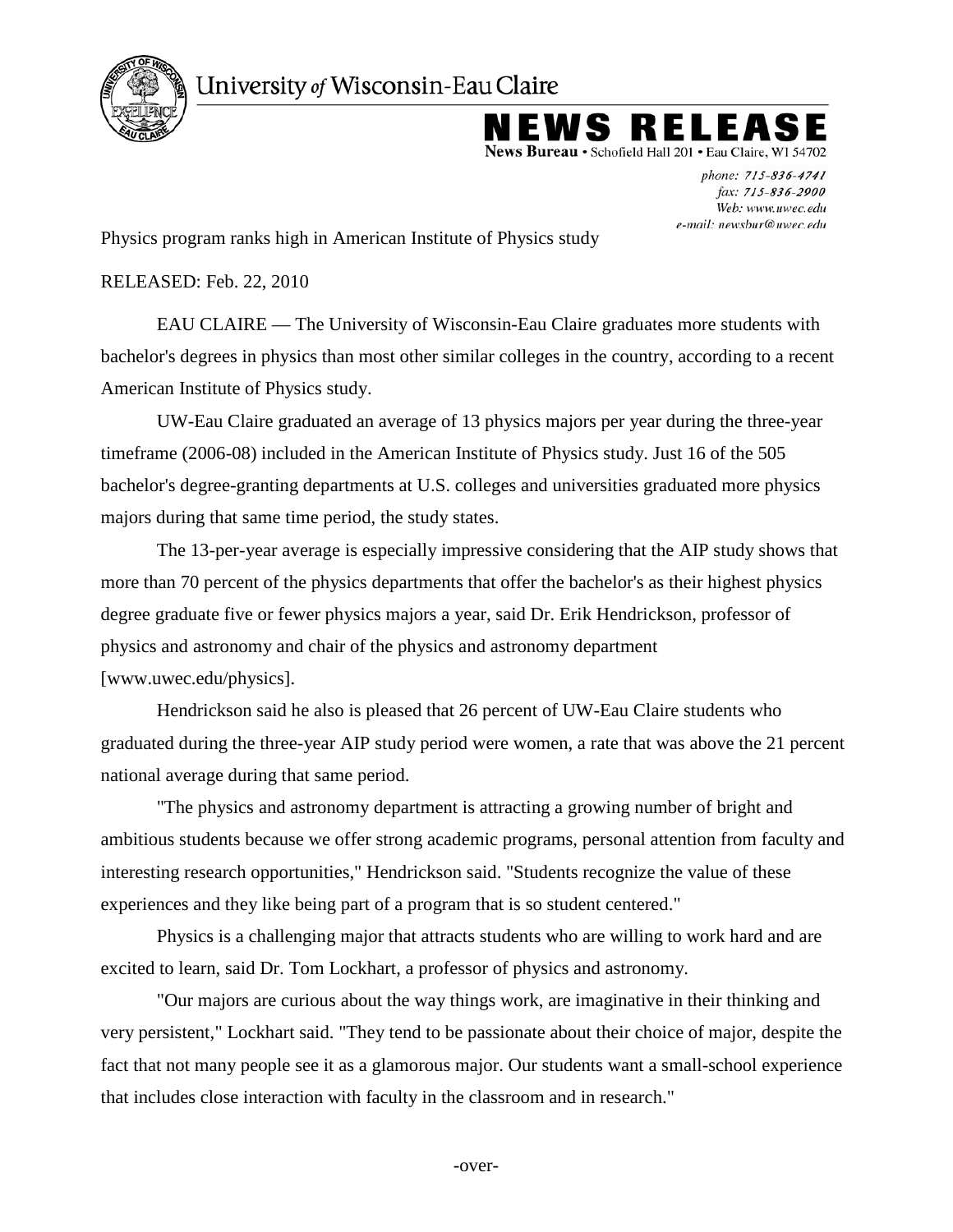University *of* Wisconsin-Eau Claire

# NEWS RELEASE

**News Bureau** • Schofield Hall 201 • Eau Claire, WI 54702

*phone: 715-836-4741*
*fax: 715-836-2900*
*Web: www.uwec.edu*
*e-mail: newsbur@uwec.edu*

Physics program ranks high in American Institute of Physics study

RELEASED: Feb. 22, 2010

EAU CLAIRE — The University of Wisconsin-Eau Claire graduates more students with bachelor's degrees in physics than most other similar colleges in the country, according to a recent American Institute of Physics study.

UW-Eau Claire graduated an average of 13 physics majors per year during the three-year timeframe (2006-08) included in the American Institute of Physics study. Just 16 of the 505 bachelor's degree-granting departments at U.S. colleges and universities graduated more physics majors during that same time period, the study states.

The 13-per-year average is especially impressive considering that the AIP study shows that more than 70 percent of the physics departments that offer the bachelor's as their highest physics degree graduate five or fewer physics majors a year, said Dr. Erik Hendrickson, professor of physics and astronomy and chair of the physics and astronomy department [www.uwec.edu/physics].

Hendrickson said he also is pleased that 26 percent of UW-Eau Claire students who graduated during the three-year AIP study period were women, a rate that was above the 21 percent national average during that same period.

"The physics and astronomy department is attracting a growing number of bright and ambitious students because we offer strong academic programs, personal attention from faculty and interesting research opportunities," Hendrickson said. "Students recognize the value of these experiences and they like being part of a program that is so student centered."

Physics is a challenging major that attracts students who are willing to work hard and are excited to learn, said Dr. Tom Lockhart, a professor of physics and astronomy.

"Our majors are curious about the way things work, are imaginative in their thinking and very persistent," Lockhart said. "They tend to be passionate about their choice of major, despite the fact that not many people see it as a glamorous major. Our students want a small-school experience that includes close interaction with faculty in the classroom and in research."

-over-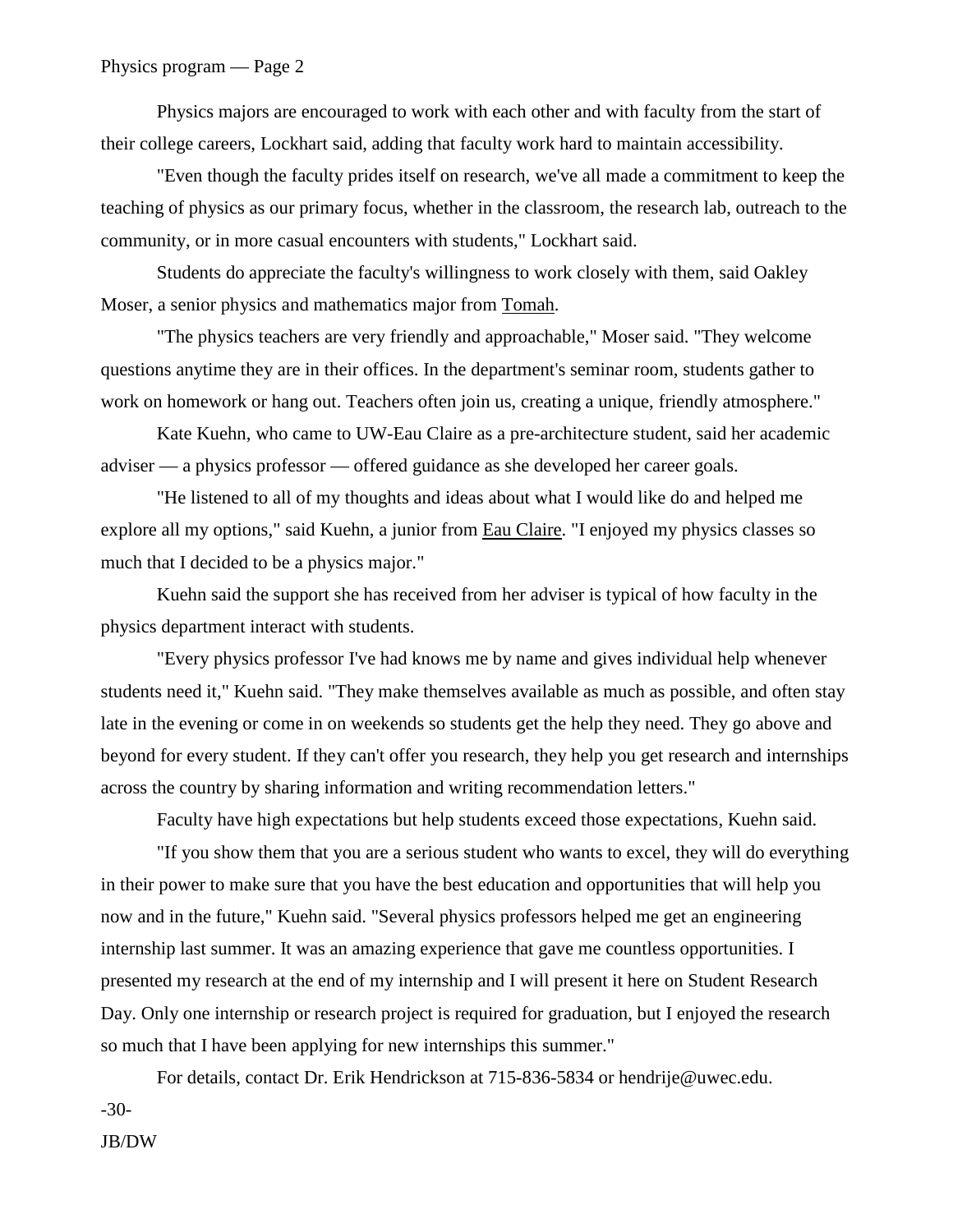Physics majors are encouraged to work with each other and with faculty from the start of their college careers, Lockhart said, adding that faculty work hard to maintain accessibility.

"Even though the faculty prides itself on research, we've all made a commitment to keep the teaching of physics as our primary focus, whether in the classroom, the research lab, outreach to the community, or in more casual encounters with students," Lockhart said.

Students do appreciate the faculty's willingness to work closely with them, said Oakley Moser, a senior physics and mathematics major from Tomah.

"The physics teachers are very friendly and approachable," Moser said. "They welcome questions anytime they are in their offices. In the department's seminar room, students gather to work on homework or hang out. Teachers often join us, creating a unique, friendly atmosphere."

Kate Kuehn, who came to UW-Eau Claire as a pre-architecture student, said her academic adviser — a physics professor — offered guidance as she developed her career goals.

"He listened to all of my thoughts and ideas about what I would like do and helped me explore all my options," said Kuehn, a junior from Eau Claire. "I enjoyed my physics classes so much that I decided to be a physics major."

Kuehn said the support she has received from her adviser is typical of how faculty in the physics department interact with students.

"Every physics professor I've had knows me by name and gives individual help whenever students need it," Kuehn said. "They make themselves available as much as possible, and often stay late in the evening or come in on weekends so students get the help they need. They go above and beyond for every student. If they can't offer you research, they help you get research and internships across the country by sharing information and writing recommendation letters."

Faculty have high expectations but help students exceed those expectations, Kuehn said.

"If you show them that you are a serious student who wants to excel, they will do everything in their power to make sure that you have the best education and opportunities that will help you now and in the future," Kuehn said. "Several physics professors helped me get an engineering internship last summer. It was an amazing experience that gave me countless opportunities. I presented my research at the end of my internship and I will present it here on Student Research Day. Only one internship or research project is required for graduation, but I enjoyed the research so much that I have been applying for new internships this summer."

For details, contact Dr. Erik Hendrickson at 715-836-5834 or hendrije@uwec.edu.

-30-

JB/DW